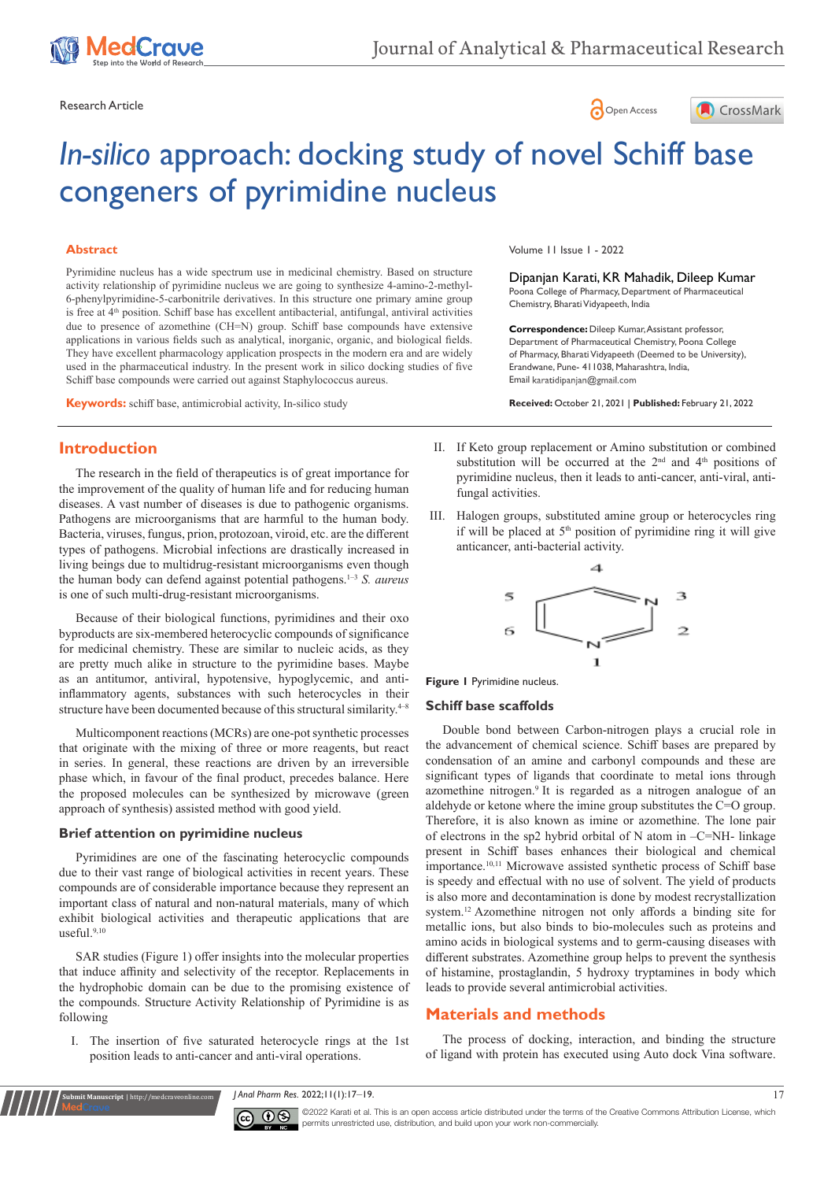Research Article

# *In-silico* approach: docking study of novel Schiff base congeners of pyrimidine nucleus

Volume 11 Issue 1 - 2022

Dipanjan Karati, KR Mahadik, Dileep Kumar

Poona College of Pharmacy, Department of Pharmaceutical Chemistry, Bharati Vidyapeeth, India

**Correspondence:** Dileep Kumar, Assistant professor, Department of Pharmaceutical Chemistry, Poona College of Pharmacy, Bharati Vidyapeeth (Deemed to be University), Erandwane, Pune- 411038, Maharashtra, India, Email karatidipanjan@gmail.com

**Received:** October 21, 2021 | **Published:** February 21, 2022

## Abstract

Pyrimidine nucleus has a wide spectrum use in medicinal chemistry. Based on structure activity relationship of pyrimidine nucleus we are going to synthesize 4-amino-2-methyl-6-phenylpyrimidine-5-carbonitrile derivatives. In this structure one primary amine group is free at 4[th] position. Schiff base has excellent antibacterial, antifungal, antiviral activities due to presence of azomethine (CH=N) group. Schiff base compounds have extensive applications in various fields such as analytical, inorganic, organic, and biological fields. They have excellent pharmacology application prospects in the modern era and are widely used in the pharmaceutical industry. In the present work in silico docking studies of five Schiff base compounds were carried out against Staphylococcus aureus.

**Keywords:** schiff base, antimicrobial activity, In-silico study

## Introduction

The research in the field of therapeutics is of great importance for the improvement of the quality of human life and for reducing human diseases. A vast number of diseases is due to pathogenic organisms. Pathogens are microorganisms that are harmful to the human body. Bacteria, viruses, fungus, prion, protozoan, viroid, etc. are the different types of pathogens. Microbial infections are drastically increased in living beings due to multidrug-resistant microorganisms even though the human body can defend against potential pathogens.[1–3] *S. aureus* is one of such multi-drug-resistant microorganisms.

Because of their biological functions, pyrimidines and their oxo byproducts are six-membered heterocyclic compounds of significance for medicinal chemistry. These are similar to nucleic acids, as they are pretty much alike in structure to the pyrimidine bases. Maybe as an antitumor, antiviral, hypotensive, hypoglycemic, and anti-inflammatory agents, substances with such heterocycles in their structure have been documented because of this structural similarity.[4–8]

Multicomponent reactions (MCRs) are one-pot synthetic processes that originate with the mixing of three or more reagents, but react in series. In general, these reactions are driven by an irreversible phase which, in favour of the final product, precedes balance. Here the proposed molecules can be synthesized by microwave (green approach of synthesis) assisted method with good yield.

### Brief attention on pyrimidine nucleus

Pyrimidines are one of the fascinating heterocyclic compounds due to their vast range of biological activities in recent years. These compounds are of considerable importance because they represent an important class of natural and non-natural materials, many of which exhibit biological activities and therapeutic applications that are useful.[9,10]

SAR studies (Figure 1) offer insights into the molecular properties that induce affinity and selectivity of the receptor. Replacements in the hydrophobic domain can be due to the promising existence of the compounds. Structure Activity Relationship of Pyrimidine is as following

I. The insertion of five saturated heterocycle rings at the 1st position leads to anti-cancer and anti-viral operations.

II. If Keto group replacement or Amino substitution or combined substitution will be occurred at the 2[nd] and 4[th] positions of pyrimidine nucleus, then it leads to anti-cancer, anti-viral, anti-fungal activities.

III. Halogen groups, substituted amine group or heterocycles ring if will be placed at 5[th] position of pyrimidine ring it will give anticancer, anti-bacterial activity.

**Figure 1** Pyrimidine nucleus.

### Schiff base scaffolds

Double bond between Carbon-nitrogen plays a crucial role in the advancement of chemical science. Schiff bases are prepared by condensation of an amine and carbonyl compounds and these are significant types of ligands that coordinate to metal ions through azomethine nitrogen.[9] It is regarded as a nitrogen analogue of an aldehyde or ketone where the imine group substitutes the C=O group. Therefore, it is also known as imine or azomethine. The lone pair of electrons in the sp2 hybrid orbital of N atom in –C=NH- linkage present in Schiff bases enhances their biological and chemical importance.[10,11] Microwave assisted synthetic process of Schiff base is speedy and effectual with no use of solvent. The yield of products is also more and decontamination is done by modest recrystallization system.[12] Azomethine nitrogen not only affords a binding site for metallic ions, but also binds to bio-molecules such as proteins and amino acids in biological systems and to germ-causing diseases with different substrates. Azomethine group helps to prevent the synthesis of histamine, prostaglandin, 5 hydroxy tryptamines in body which leads to provide several antimicrobial activities.

## Materials and methods

The process of docking, interaction, and binding the structure of ligand with protein has executed using Auto dock Vina software.

©2022 Karati et al. This is an open access article distributed under the terms of the Creative Commons Attribution License, which permits unrestricted use, distribution, and build upon your work non-commercially.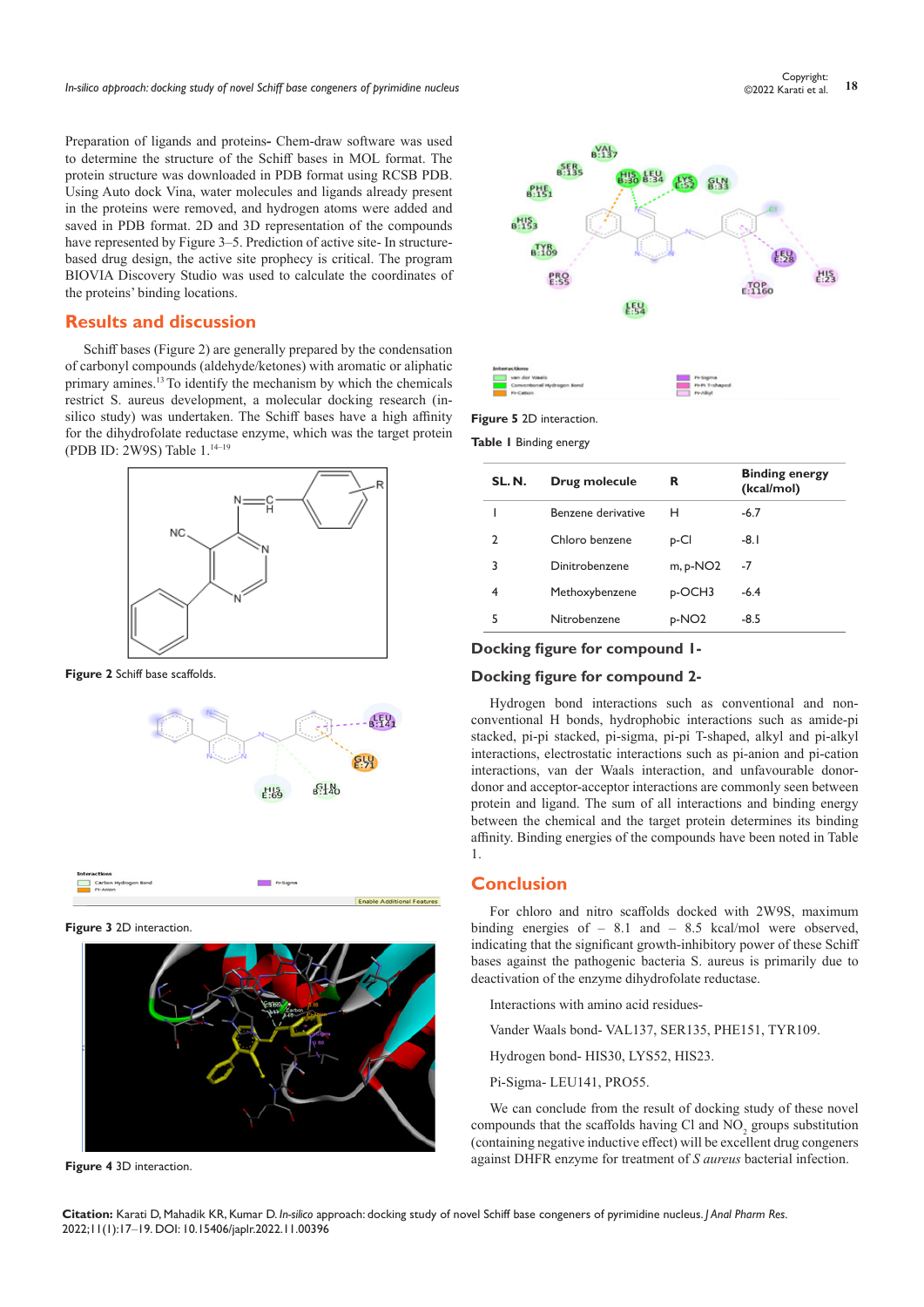Preparation of ligands and proteins- Chem-draw software was used to determine the structure of the Schiff bases in MOL format. The protein structure was downloaded in PDB format using RCSB PDB. Using Auto dock Vina, water molecules and ligands already present in the proteins were removed, and hydrogen atoms were added and saved in PDB format. 2D and 3D representation of the compounds have represented by Figure 3–5. Prediction of active site- In structure-based drug design, the active site prophecy is critical. The program BIOVIA Discovery Studio was used to calculate the coordinates of the proteins' binding locations.

## Results and discussion

Schiff bases (Figure 2) are generally prepared by the condensation of carbonyl compounds (aldehyde/ketones) with aromatic or aliphatic primary amines.[13] To identify the mechanism by which the chemicals restrict S. aureus development, a molecular docking research (in-silico study) was undertaken. The Schiff bases have a high affinity for the dihydrofolate reductase enzyme, which was the target protein (PDB ID: 2W9S) Table 1.[14–19]

**Figure 2** Schiff base scaffolds.

**Figure 3** 2D interaction.

**Figure 4** 3D interaction.

**Figure 5** 2D interaction.

**Table 1** Binding energy

| SL. N. | Drug molecule | R | Binding energy (kcal/mol) |
|---|---|---|---|
| 1 | Benzene derivative | H | -6.7 |
| 2 | Chloro benzene | p-Cl | -8.1 |
| 3 | Dinitrobenzene | m, p-NO2 | -7 |
| 4 | Methoxybenzene | p-OCH3 | -6.4 |
| 5 | Nitrobenzene | p-NO2 | -8.5 |

### Docking figure for compound 1-

### Docking figure for compound 2-

Hydrogen bond interactions such as conventional and non-conventional H bonds, hydrophobic interactions such as amide-pi stacked, pi-pi stacked, pi-sigma, pi-pi T-shaped, alkyl and pi-alkyl interactions, electrostatic interactions such as pi-anion and pi-cation interactions, van der Waals interaction, and unfavourable donor-donor and acceptor-acceptor interactions are commonly seen between protein and ligand. The sum of all interactions and binding energy between the chemical and the target protein determines its binding affinity. Binding energies of the compounds have been noted in Table 1.

## Conclusion

For chloro and nitro scaffolds docked with 2W9S, maximum binding energies of – 8.1 and – 8.5 kcal/mol were observed, indicating that the significant growth-inhibitory power of these Schiff bases against the pathogenic bacteria S. aureus is primarily due to deactivation of the enzyme dihydrofolate reductase.

Interactions with amino acid residues-

Vander Waals bond- VAL137, SER135, PHE151, TYR109.

Hydrogen bond- HIS30, LYS52, HIS23.

Pi-Sigma- LEU141, PRO55.

We can conclude from the result of docking study of these novel compounds that the scaffolds having Cl and $NO_2$ groups substitution (containing negative inductive effect) will be excellent drug congeners against DHFR enzyme for treatment of *S aureus* bacterial infection.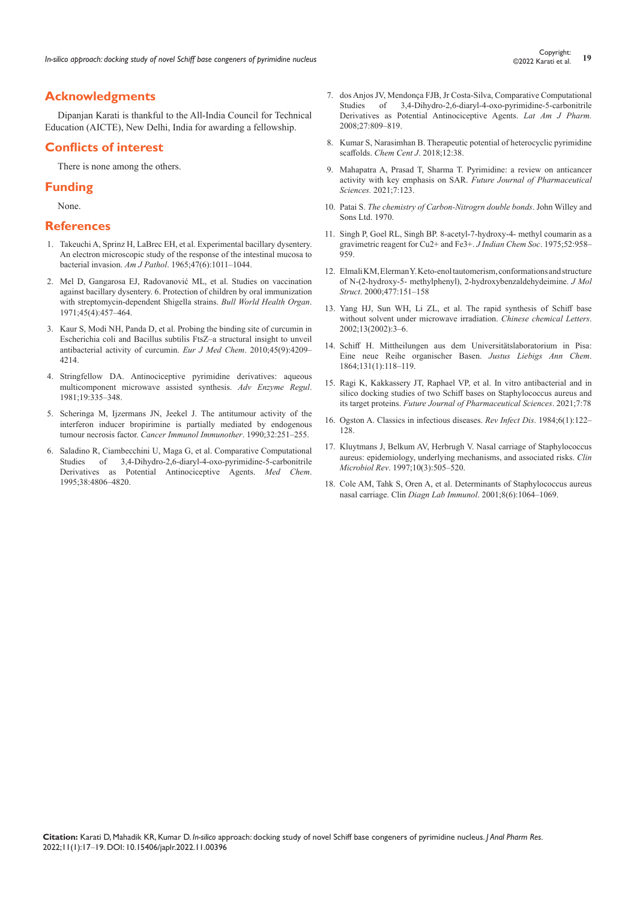## Acknowledgments

Dipanjan Karati is thankful to the All-India Council for Technical Education (AICTE), New Delhi, India for awarding a fellowship.

## Conflicts of interest

There is none among the others.

## Funding

None.

## References

1. Takeuchi A, Sprinz H, LaBrec EH, et al. Experimental bacillary dysentery. An electron microscopic study of the response of the intestinal mucosa to bacterial invasion. *Am J Pathol*. 1965;47(6):1011–1044.
2. Mel D, Gangarosa EJ, Radovanović ML, et al. Studies on vaccination against bacillary dysentery. 6. Protection of children by oral immunization with streptomycin-dependent Shigella strains. *Bull World Health Organ*. 1971;45(4):457–464.
3. Kaur S, Modi NH, Panda D, et al. Probing the binding site of curcumin in Escherichia coli and Bacillus subtilis FtsZ–a structural insight to unveil antibacterial activity of curcumin. *Eur J Med Chem*. 2010;45(9):4209–4214.
4. Stringfellow DA. Antinociceptive pyrimidine derivatives: aqueous multicomponent microwave assisted synthesis. *Adv Enzyme Regul*. 1981;19:335–348.
5. Scheringa M, Ijzermans JN, Jeekel J. The antitumour activity of the interferon inducer bropirimine is partially mediated by endogenous tumour necrosis factor. *Cancer Immunol Immunother*. 1990;32:251–255.
6. Saladino R, Ciambecchini U, Maga G, et al. Comparative Computational Studies of 3,4-Dihydro-2,6-diaryl-4-oxo-pyrimidine-5-carbonitrile Derivatives as Potential Antinociceptive Agents. *Med Chem*. 1995;38:4806–4820.
7. dos Anjos JV, Mendonça FJB, Jr Costa-Silva, Comparative Computational Studies of 3,4-Dihydro-2,6-diaryl-4-oxo-pyrimidine-5-carbonitrile Derivatives as Potential Antinociceptive Agents. *Lat Am J Pharm.* 2008;27:809–819.
8. Kumar S, Narasimhan B. Therapeutic potential of heterocyclic pyrimidine scaffolds. *Chem Cent J*. 2018;12:38.
9. Mahapatra A, Prasad T, Sharma T. Pyrimidine: a review on anticancer activity with key emphasis on SAR. *Future Journal of Pharmaceutical Sciences*. 2021;7:123.
10. Patai S. *The chemistry of Carbon-Nitrogrn double bonds*. John Willey and Sons Ltd. 1970.
11. Singh P, Goel RL, Singh BP. 8-acetyl-7-hydroxy-4- methyl coumarin as a gravimetric reagent for $Cu^{2+}$ and $Fe^{3+}$. *J Indian Chem Soc*. 1975;52:958–959.
12. Elmali KM, Elerman Y. Keto-enol tautomerism, conformations and structure of N-(2-hydroxy-5- methylphenyl), 2-hydroxybenzaldehydeimine. *J Mol Struct*. 2000;477:151–158
13. Yang HJ, Sun WH, Li ZL, et al. The rapid synthesis of Schiff base without solvent under microwave irradiation. *Chinese chemical Letters*. 2002;13(2002):3–6.
14. Schiff H. Mittheilungen aus dem Universitätslaboratorium in Pisa: Eine neue Reihe organischer Basen. *Justus Liebigs Ann Chem*. 1864;131(1):118–119.
15. Ragi K, Kakkassery JT, Raphael VP, et al. In vitro antibacterial and in silico docking studies of two Schiff bases on Staphylococcus aureus and its target proteins. *Future Journal of Pharmaceutical Sciences*. 2021;7:78
16. Ogston A. Classics in infectious diseases. *Rev Infect Dis*. 1984;6(1):122–128.
17. Kluytmans J, Belkum AV, Herbrugh V. Nasal carriage of Staphylococcus aureus: epidemiology, underlying mechanisms, and associated risks. *Clin Microbiol Rev*. 1997;10(3):505–520.
18. Cole AM, Tahk S, Oren A, et al. Determinants of Staphylococcus aureus nasal carriage. Clin *Diagn Lab Immunol*. 2001;8(6):1064–1069.

**Citation:** Karati D, Mahadik KR, Kumar D. *In-silico* approach: docking study of novel Schiff base congeners of pyrimidine nucleus. *J Anal Pharm Res.* 2022;11(1):17–19. DOI: 10.15406/japlr.2022.11.00396